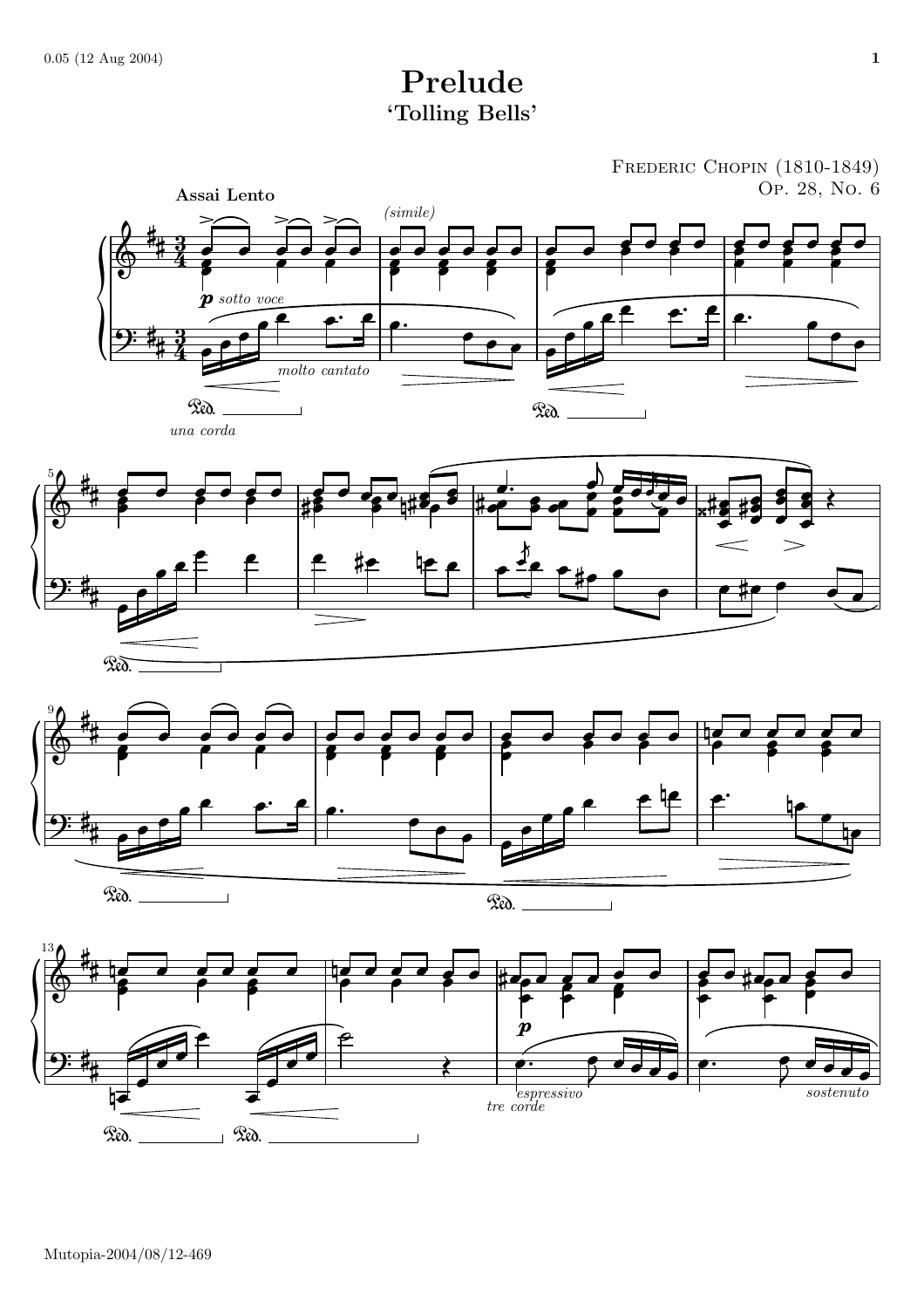# Prelude

## 'Tolling Bells'

Frederic Chopin (1810-1849)
Op. 28, No. 6

**Assai Lento**

*p sotto voce*

*(simile)*

*molto cantato*

*una corda*

*p*

*espressivo*

*tre corde*

*sostenuto*

Mutopia-2004/08/12-469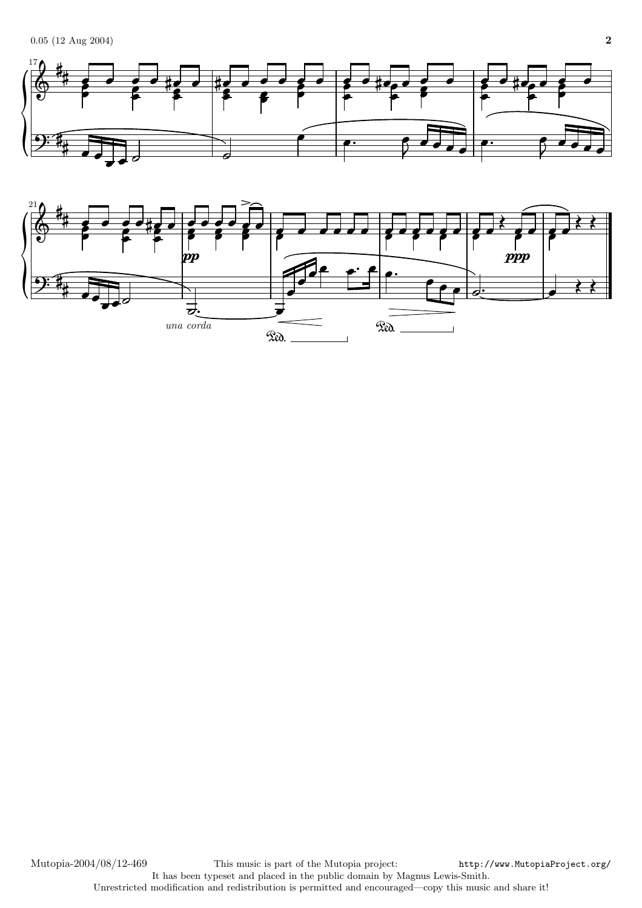Mutopia-2004/08/12-469 This music is part of the Mutopia project: http://www.MutopiaProject.org/

It has been typeset and placed in the public domain by Magnus Lewis-Smith.

Unrestricted modification and redistribution is permitted and encouraged—copy this music and share it!